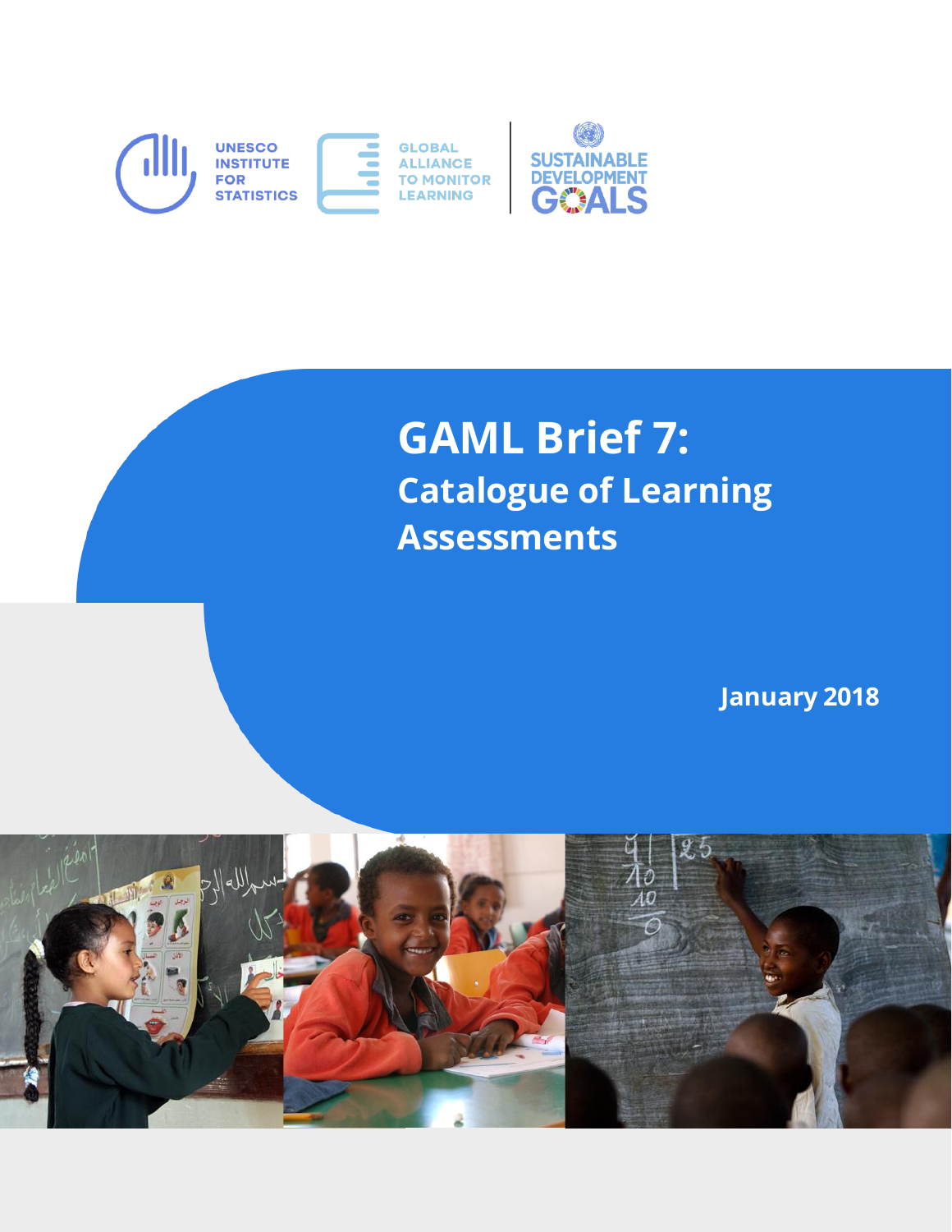UNESCO INSTITUTE FOR STATISTICS

GLOBAL ALLIANCE TO MONITOR LEARNING

SUSTAINABLE DEVELOPMENT GOALS

# GAML Brief 7:
## Catalogue of Learning Assessments

**January 2018**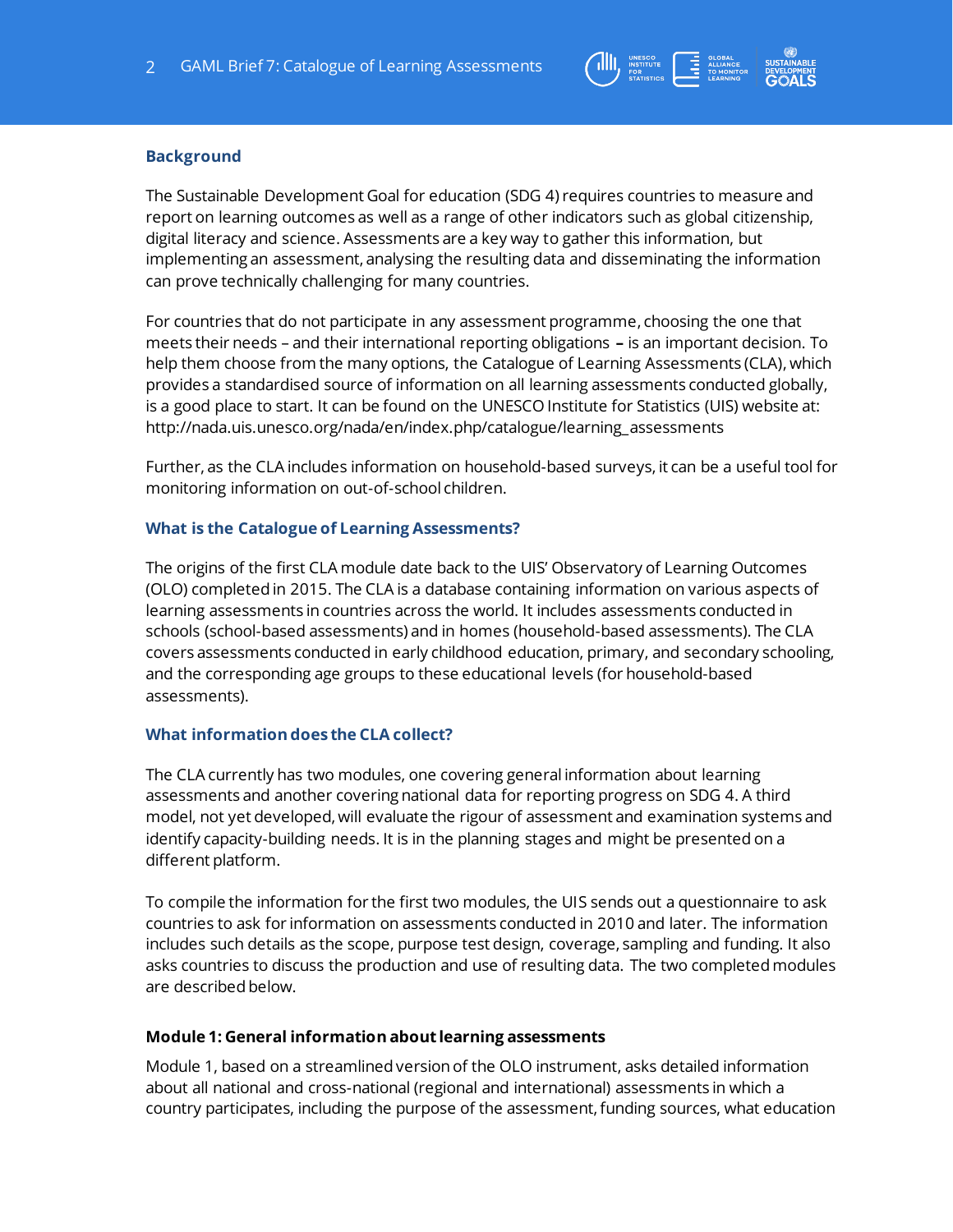## Background

The Sustainable Development Goal for education (SDG 4) requires countries to measure and report on learning outcomes as well as a range of other indicators such as global citizenship, digital literacy and science. Assessments are a key way to gather this information, but implementing an assessment, analysing the resulting data and disseminating the information can prove technically challenging for many countries.

For countries that do not participate in any assessment programme, choosing the one that meets their needs – and their international reporting obligations **–** is an important decision. To help them choose from the many options, the Catalogue of Learning Assessments (CLA), which provides a standardised source of information on all learning assessments conducted globally, is a good place to start. It can be found on the UNESCO Institute for Statistics (UIS) website at: http://nada.uis.unesco.org/nada/en/index.php/catalogue/learning_assessments

Further, as the CLA includes information on household-based surveys, it can be a useful tool for monitoring information on out-of-school children.

## What is the Catalogue of Learning Assessments?

The origins of the first CLA module date back to the UIS' Observatory of Learning Outcomes (OLO) completed in 2015. The CLA is a database containing information on various aspects of learning assessments in countries across the world. It includes assessments conducted in schools (school-based assessments) and in homes (household-based assessments). The CLA covers assessments conducted in early childhood education, primary, and secondary schooling, and the corresponding age groups to these educational levels (for household-based assessments).

## What information does the CLA collect?

The CLA currently has two modules, one covering general information about learning assessments and another covering national data for reporting progress on SDG 4. A third model, not yet developed, will evaluate the rigour of assessment and examination systems and identify capacity-building needs. It is in the planning stages and might be presented on a different platform.

To compile the information for the first two modules, the UIS sends out a questionnaire to ask countries to ask for information on assessments conducted in 2010 and later. The information includes such details as the scope, purpose test design, coverage, sampling and funding. It also asks countries to discuss the production and use of resulting data. The two completed modules are described below.

### Module 1: General information about learning assessments

Module 1, based on a streamlined version of the OLO instrument, asks detailed information about all national and cross-national (regional and international) assessments in which a country participates, including the purpose of the assessment, funding sources, what education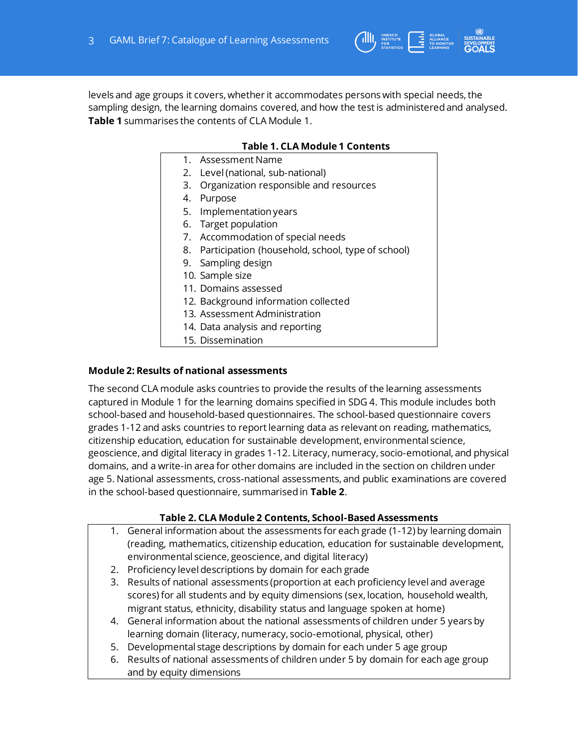levels and age groups it covers, whether it accommodates persons with special needs, the sampling design, the learning domains covered, and how the test is administered and analysed. **Table 1** summarises the contents of CLA Module 1.

**Table 1. CLA Module 1 Contents**

1. Assessment Name
2. Level (national, sub-national)
3. Organization responsible and resources
4. Purpose
5. Implementation years
6. Target population
7. Accommodation of special needs
8. Participation (household, school, type of school)
9. Sampling design
10. Sample size
11. Domains assessed
12. Background information collected
13. Assessment Administration
14. Data analysis and reporting
15. Dissemination

### Module 2: Results of national assessments

The second CLA module asks countries to provide the results of the learning assessments captured in Module 1 for the learning domains specified in SDG 4. This module includes both school-based and household-based questionnaires. The school-based questionnaire covers grades 1-12 and asks countries to report learning data as relevant on reading, mathematics, citizenship education, education for sustainable development, environmental science, geoscience, and digital literacy in grades 1-12. Literacy, numeracy, socio-emotional, and physical domains, and a write-in area for other domains are included in the section on children under age 5. National assessments, cross-national assessments, and public examinations are covered in the school-based questionnaire, summarised in **Table 2**.

**Table 2. CLA Module 2 Contents, School-Based Assessments**

1. General information about the assessments for each grade (1-12) by learning domain (reading, mathematics, citizenship education, education for sustainable development, environmental science, geoscience, and digital literacy)
2. Proficiency level descriptions by domain for each grade
3. Results of national assessments (proportion at each proficiency level and average scores) for all students and by equity dimensions (sex, location, household wealth, migrant status, ethnicity, disability status and language spoken at home)
4. General information about the national assessments of children under 5 years by learning domain (literacy, numeracy, socio-emotional, physical, other)
5. Developmental stage descriptions by domain for each under 5 age group
6. Results of national assessments of children under 5 by domain for each age group and by equity dimensions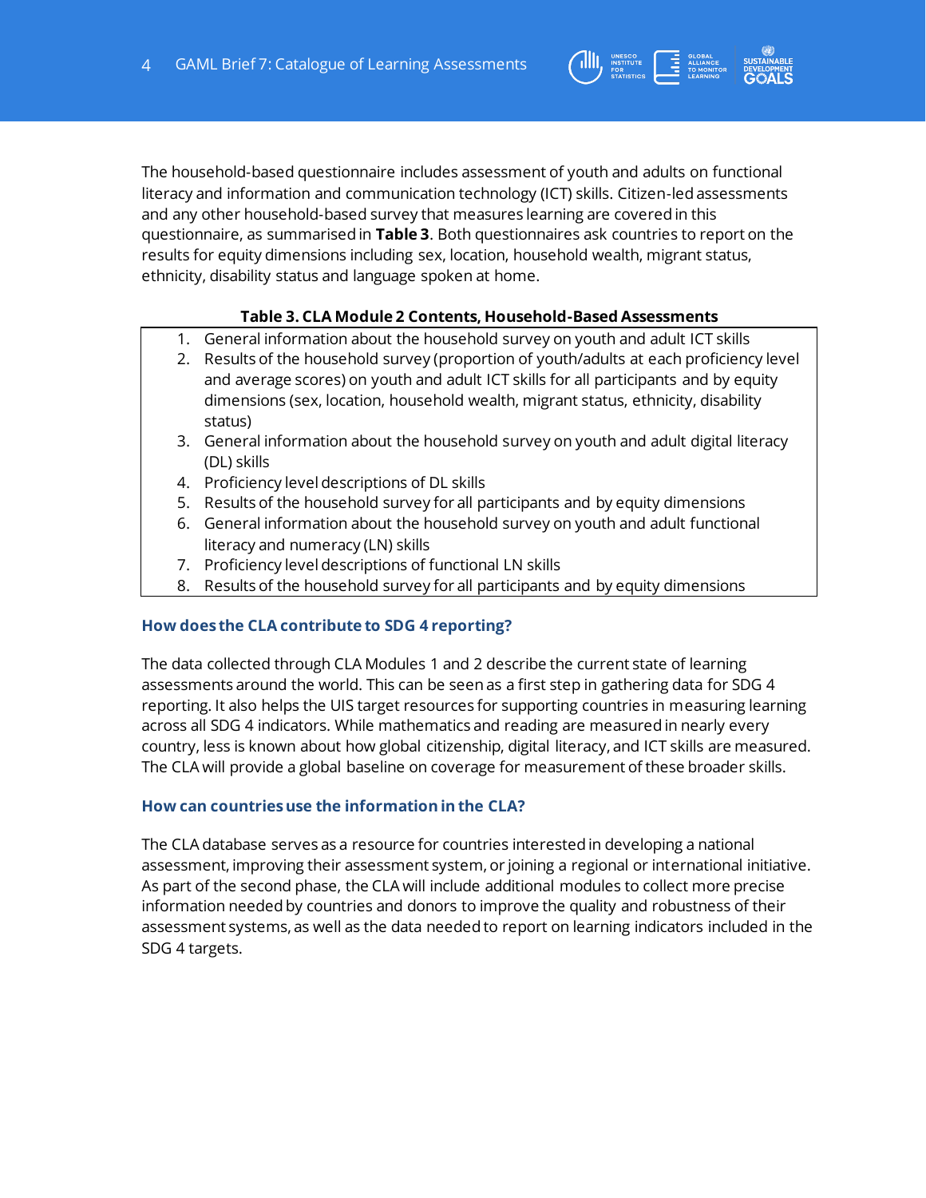The household-based questionnaire includes assessment of youth and adults on functional literacy and information and communication technology (ICT) skills. Citizen-led assessments and any other household-based survey that measures learning are covered in this questionnaire, as summarised in **Table 3**. Both questionnaires ask countries to report on the results for equity dimensions including sex, location, household wealth, migrant status, ethnicity, disability status and language spoken at home.

**Table 3. CLA Module 2 Contents, Household-Based Assessments**

1. General information about the household survey on youth and adult ICT skills
2. Results of the household survey (proportion of youth/adults at each proficiency level and average scores) on youth and adult ICT skills for all participants and by equity dimensions (sex, location, household wealth, migrant status, ethnicity, disability status)
3. General information about the household survey on youth and adult digital literacy (DL) skills
4. Proficiency level descriptions of DL skills
5. Results of the household survey for all participants and by equity dimensions
6. General information about the household survey on youth and adult functional literacy and numeracy (LN) skills
7. Proficiency level descriptions of functional LN skills
8. Results of the household survey for all participants and by equity dimensions

### How does the CLA contribute to SDG 4 reporting?

The data collected through CLA Modules 1 and 2 describe the current state of learning assessments around the world. This can be seen as a first step in gathering data for SDG 4 reporting. It also helps the UIS target resources for supporting countries in measuring learning across all SDG 4 indicators. While mathematics and reading are measured in nearly every country, less is known about how global citizenship, digital literacy, and ICT skills are measured. The CLA will provide a global baseline on coverage for measurement of these broader skills.

### How can countries use the information in the CLA?

The CLA database serves as a resource for countries interested in developing a national assessment, improving their assessment system, or joining a regional or international initiative. As part of the second phase, the CLA will include additional modules to collect more precise information needed by countries and donors to improve the quality and robustness of their assessment systems, as well as the data needed to report on learning indicators included in the SDG 4 targets.